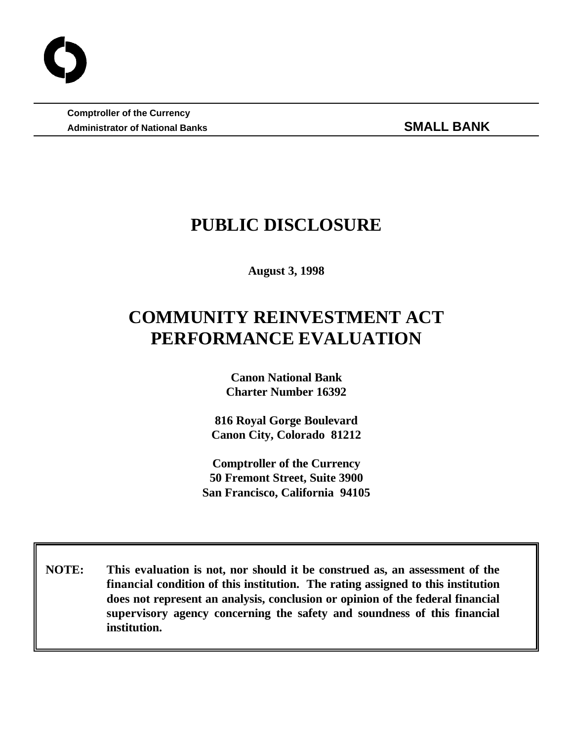**Comptroller of the Currency**
**Administrator of National Banks** **SMALL BANK**

# PUBLIC DISCLOSURE

**August 3, 1998**

# COMMUNITY REINVESTMENT ACT PERFORMANCE EVALUATION

**Canon National Bank**
**Charter Number 16392**

**816 Royal Gorge Boulevard**
**Canon City, Colorado 81212**

**Comptroller of the Currency**
**50 Fremont Street, Suite 3900**
**San Francisco, California 94105**

**NOTE: This evaluation is not, nor should it be construed as, an assessment of the financial condition of this institution. The rating assigned to this institution does not represent an analysis, conclusion or opinion of the federal financial supervisory agency concerning the safety and soundness of this financial institution.**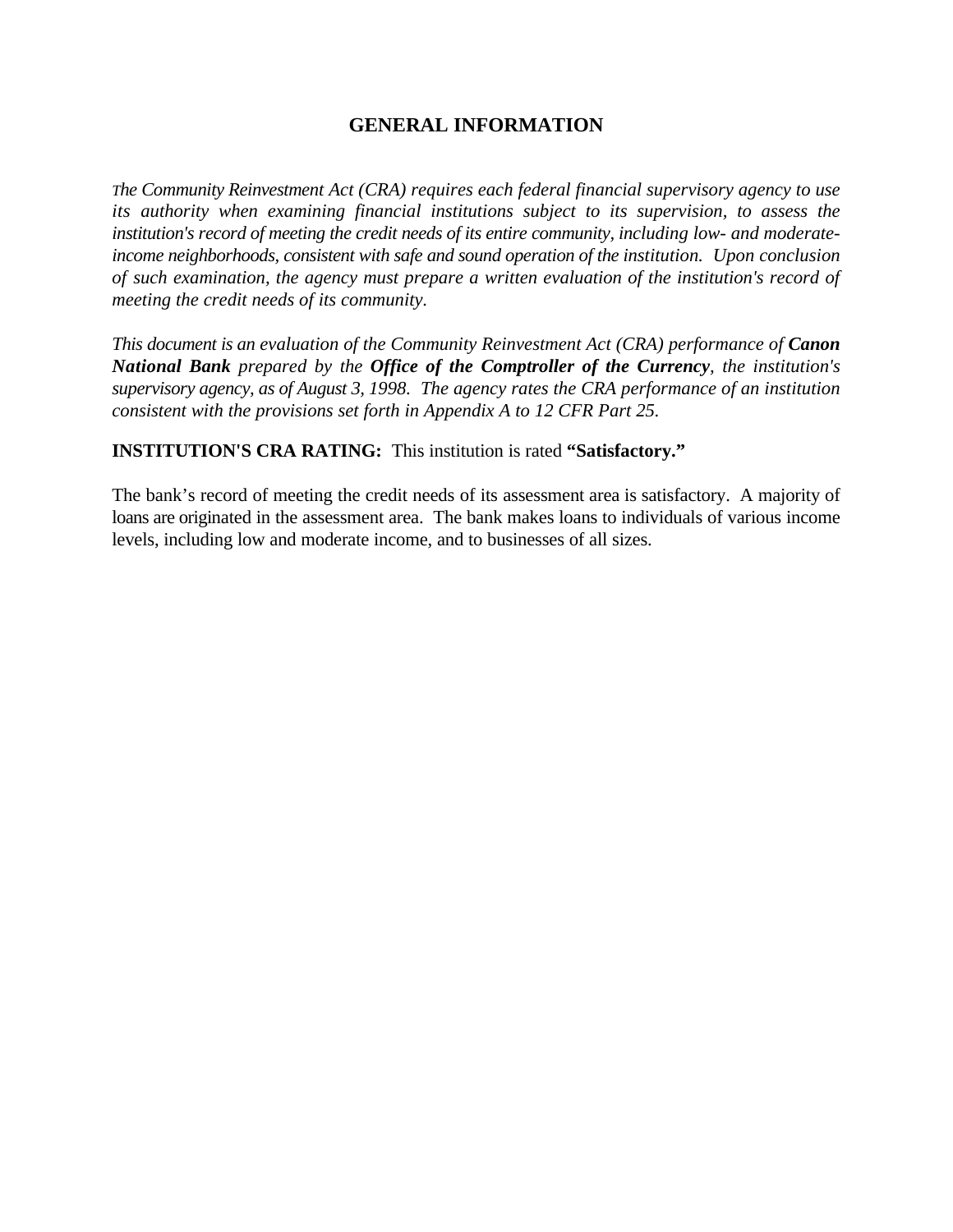# GENERAL INFORMATION

*The Community Reinvestment Act (CRA) requires each federal financial supervisory agency to use its authority when examining financial institutions subject to its supervision, to assess the institution's record of meeting the credit needs of its entire community, including low- and moderate-income neighborhoods, consistent with safe and sound operation of the institution. Upon conclusion of such examination, the agency must prepare a written evaluation of the institution's record of meeting the credit needs of its community.*

*This document is an evaluation of the Community Reinvestment Act (CRA) performance of* ***Canon National Bank*** *prepared by the* ***Office of the Comptroller of the Currency****, the institution's supervisory agency, as of August 3, 1998. The agency rates the CRA performance of an institution consistent with the provisions set forth in Appendix A to 12 CFR Part 25.*

**INSTITUTION'S CRA RATING:** This institution is rated **"Satisfactory."**

The bank's record of meeting the credit needs of its assessment area is satisfactory. A majority of loans are originated in the assessment area. The bank makes loans to individuals of various income levels, including low and moderate income, and to businesses of all sizes.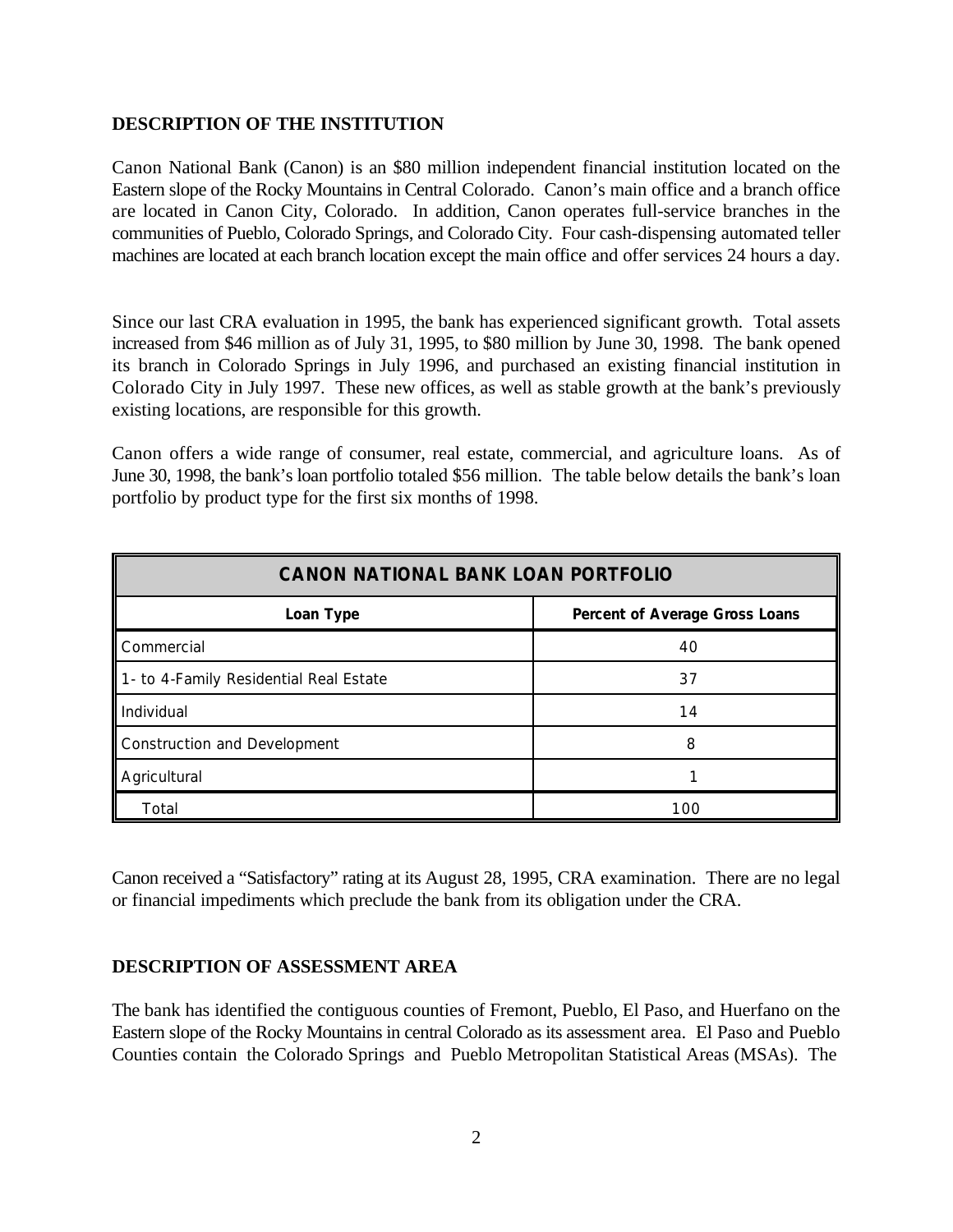## DESCRIPTION OF THE INSTITUTION

Canon National Bank (Canon) is an $80 million independent financial institution located on the Eastern slope of the Rocky Mountains in Central Colorado. Canon's main office and a branch office are located in Canon City, Colorado. In addition, Canon operates full-service branches in the communities of Pueblo, Colorado Springs, and Colorado City. Four cash-dispensing automated teller machines are located at each branch location except the main office and offer services 24 hours a day.

Since our last CRA evaluation in 1995, the bank has experienced significant growth. Total assets increased from $46 million as of July 31, 1995, to $80 million by June 30, 1998. The bank opened its branch in Colorado Springs in July 1996, and purchased an existing financial institution in Colorado City in July 1997. These new offices, as well as stable growth at the bank's previously existing locations, are responsible for this growth.

Canon offers a wide range of consumer, real estate, commercial, and agriculture loans. As of June 30, 1998, the bank's loan portfolio totaled $56 million. The table below details the bank's loan portfolio by product type for the first six months of 1998.

| CANON NATIONAL BANK LOAN PORTFOLIO | |
|---|---|
| **Loan Type** | **Percent of Average Gross Loans** |
| Commercial | 40 |
| 1- to 4-Family Residential Real Estate | 37 |
| Individual | 14 |
| Construction and Development | 8 |
| Agricultural | 1 |
| Total | 100 |

Canon received a "Satisfactory" rating at its August 28, 1995, CRA examination. There are no legal or financial impediments which preclude the bank from its obligation under the CRA.

## DESCRIPTION OF ASSESSMENT AREA

The bank has identified the contiguous counties of Fremont, Pueblo, El Paso, and Huerfano on the Eastern slope of the Rocky Mountains in central Colorado as its assessment area. El Paso and Pueblo Counties contain the Colorado Springs and Pueblo Metropolitan Statistical Areas (MSAs). The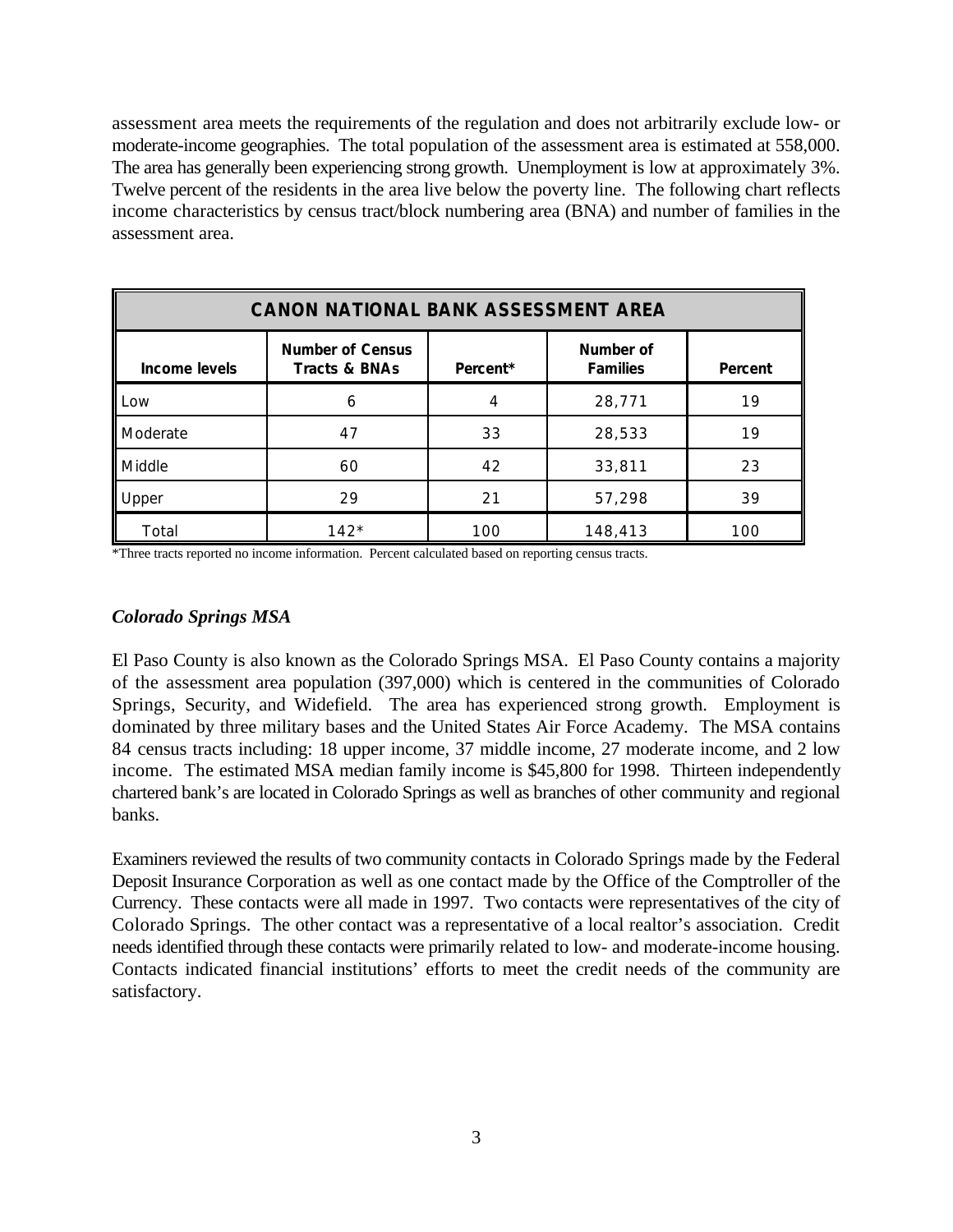assessment area meets the requirements of the regulation and does not arbitrarily exclude low- or moderate-income geographies. The total population of the assessment area is estimated at 558,000. The area has generally been experiencing strong growth. Unemployment is low at approximately 3%. Twelve percent of the residents in the area live below the poverty line. The following chart reflects income characteristics by census tract/block numbering area (BNA) and number of families in the assessment area.

| CANON NATIONAL BANK ASSESSMENT AREA | | | | |
|---|---|---|---|---|
| **Income levels** | **Number of Census Tracts & BNAs** | **Percent*** | **Number of Families** | **Percent** |
| Low | 6 | 4 | 28,771 | 19 |
| Moderate | 47 | 33 | 28,533 | 19 |
| Middle | 60 | 42 | 33,811 | 23 |
| Upper | 29 | 21 | 57,298 | 39 |
| Total | 142* | 100 | 148,413 | 100 |

*Three tracts reported no income information. Percent calculated based on reporting census tracts.

### *Colorado Springs MSA*

El Paso County is also known as the Colorado Springs MSA. El Paso County contains a majority of the assessment area population (397,000) which is centered in the communities of Colorado Springs, Security, and Widefield. The area has experienced strong growth. Employment is dominated by three military bases and the United States Air Force Academy. The MSA contains 84 census tracts including: 18 upper income, 37 middle income, 27 moderate income, and 2 low income. The estimated MSA median family income is $45,800 for 1998. Thirteen independently chartered bank's are located in Colorado Springs as well as branches of other community and regional banks.

Examiners reviewed the results of two community contacts in Colorado Springs made by the Federal Deposit Insurance Corporation as well as one contact made by the Office of the Comptroller of the Currency. These contacts were all made in 1997. Two contacts were representatives of the city of Colorado Springs. The other contact was a representative of a local realtor's association. Credit needs identified through these contacts were primarily related to low- and moderate-income housing. Contacts indicated financial institutions' efforts to meet the credit needs of the community are satisfactory.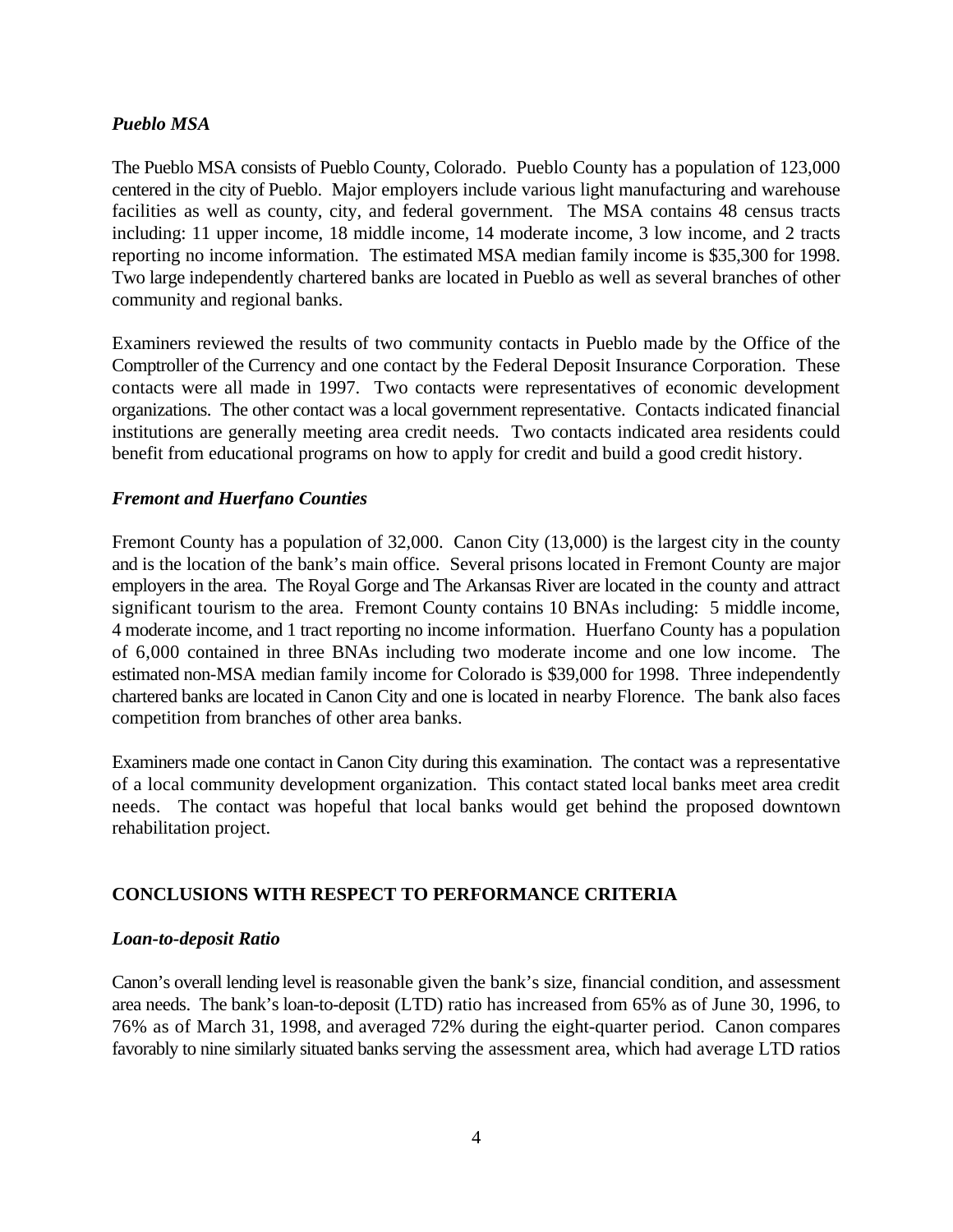### *Pueblo MSA*

The Pueblo MSA consists of Pueblo County, Colorado. Pueblo County has a population of 123,000 centered in the city of Pueblo. Major employers include various light manufacturing and warehouse facilities as well as county, city, and federal government. The MSA contains 48 census tracts including: 11 upper income, 18 middle income, 14 moderate income, 3 low income, and 2 tracts reporting no income information. The estimated MSA median family income is $35,300 for 1998. Two large independently chartered banks are located in Pueblo as well as several branches of other community and regional banks.

Examiners reviewed the results of two community contacts in Pueblo made by the Office of the Comptroller of the Currency and one contact by the Federal Deposit Insurance Corporation. These contacts were all made in 1997. Two contacts were representatives of economic development organizations. The other contact was a local government representative. Contacts indicated financial institutions are generally meeting area credit needs. Two contacts indicated area residents could benefit from educational programs on how to apply for credit and build a good credit history.

### *Fremont and Huerfano Counties*

Fremont County has a population of 32,000. Canon City (13,000) is the largest city in the county and is the location of the bank's main office. Several prisons located in Fremont County are major employers in the area. The Royal Gorge and The Arkansas River are located in the county and attract significant tourism to the area. Fremont County contains 10 BNAs including: 5 middle income, 4 moderate income, and 1 tract reporting no income information. Huerfano County has a population of 6,000 contained in three BNAs including two moderate income and one low income. The estimated non-MSA median family income for Colorado is $39,000 for 1998. Three independently chartered banks are located in Canon City and one is located in nearby Florence. The bank also faces competition from branches of other area banks.

Examiners made one contact in Canon City during this examination. The contact was a representative of a local community development organization. This contact stated local banks meet area credit needs. The contact was hopeful that local banks would get behind the proposed downtown rehabilitation project.

## CONCLUSIONS WITH RESPECT TO PERFORMANCE CRITERIA

### *Loan-to-deposit Ratio*

Canon's overall lending level is reasonable given the bank's size, financial condition, and assessment area needs. The bank's loan-to-deposit (LTD) ratio has increased from 65% as of June 30, 1996, to 76% as of March 31, 1998, and averaged 72% during the eight-quarter period. Canon compares favorably to nine similarly situated banks serving the assessment area, which had average LTD ratios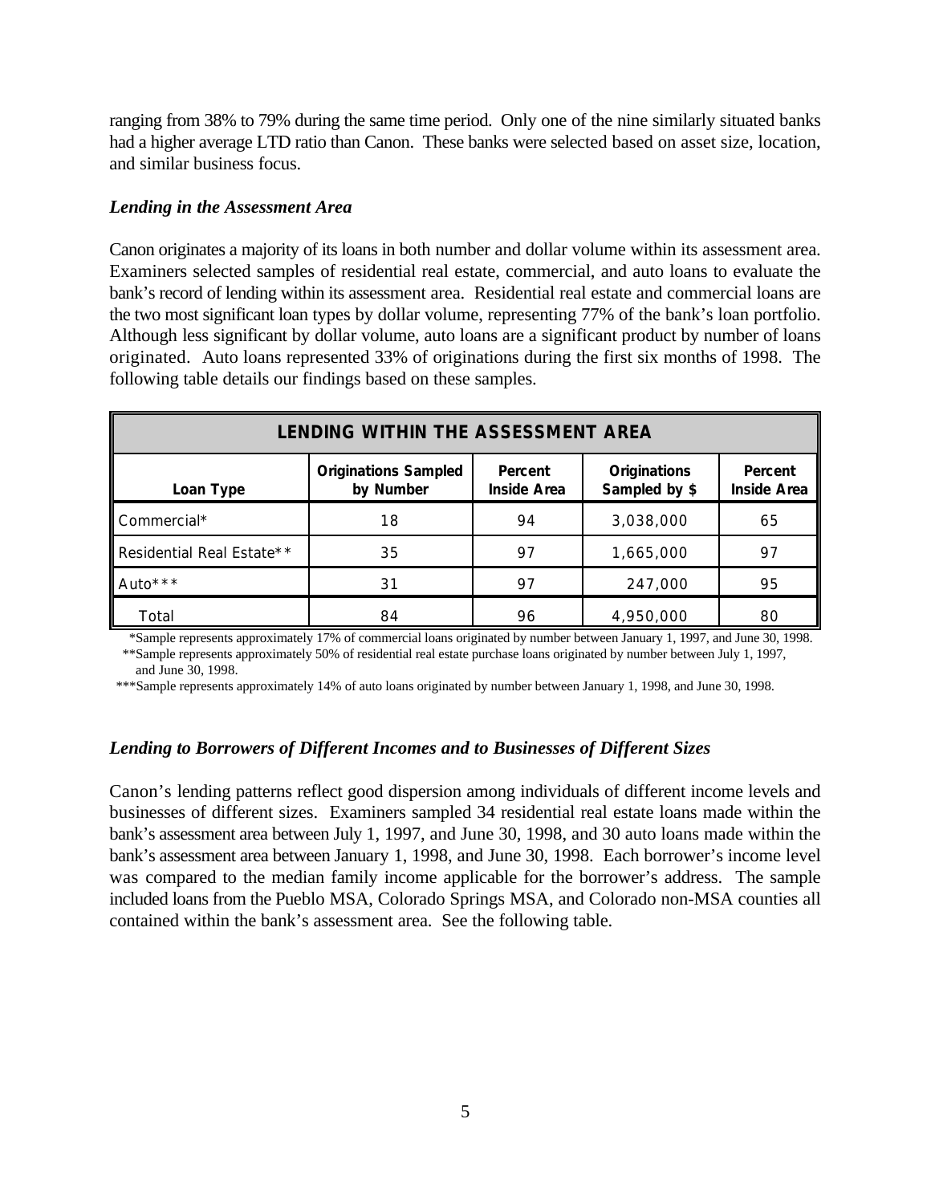ranging from 38% to 79% during the same time period. Only one of the nine similarly situated banks had a higher average LTD ratio than Canon. These banks were selected based on asset size, location, and similar business focus.

### *Lending in the Assessment Area*

Canon originates a majority of its loans in both number and dollar volume within its assessment area. Examiners selected samples of residential real estate, commercial, and auto loans to evaluate the bank's record of lending within its assessment area. Residential real estate and commercial loans are the two most significant loan types by dollar volume, representing 77% of the bank's loan portfolio. Although less significant by dollar volume, auto loans are a significant product by number of loans originated. Auto loans represented 33% of originations during the first six months of 1998. The following table details our findings based on these samples.

| LENDING WITHIN THE ASSESSMENT AREA | | | | |
|---|---|---|---|---|
| **Loan Type** | **Originations Sampled by Number** | **Percent Inside Area** | **Originations Sampled by $** | **Percent Inside Area** |
| Commercial* | 18 | 94 | 3,038,000 | 65 |
| Residential Real Estate** | 35 | 97 | 1,665,000 | 97 |
| Auto*** | 31 | 97 | 247,000 | 95 |
| Total | 84 | 96 | 4,950,000 | 80 |

*Sample represents approximately 17% of commercial loans originated by number between January 1, 1997, and June 30, 1998.
**Sample represents approximately 50% of residential real estate purchase loans originated by number between July 1, 1997, and June 30, 1998.
***Sample represents approximately 14% of auto loans originated by number between January 1, 1998, and June 30, 1998.

### *Lending to Borrowers of Different Incomes and to Businesses of Different Sizes*

Canon's lending patterns reflect good dispersion among individuals of different income levels and businesses of different sizes. Examiners sampled 34 residential real estate loans made within the bank's assessment area between July 1, 1997, and June 30, 1998, and 30 auto loans made within the bank's assessment area between January 1, 1998, and June 30, 1998. Each borrower's income level was compared to the median family income applicable for the borrower's address. The sample included loans from the Pueblo MSA, Colorado Springs MSA, and Colorado non-MSA counties all contained within the bank's assessment area. See the following table.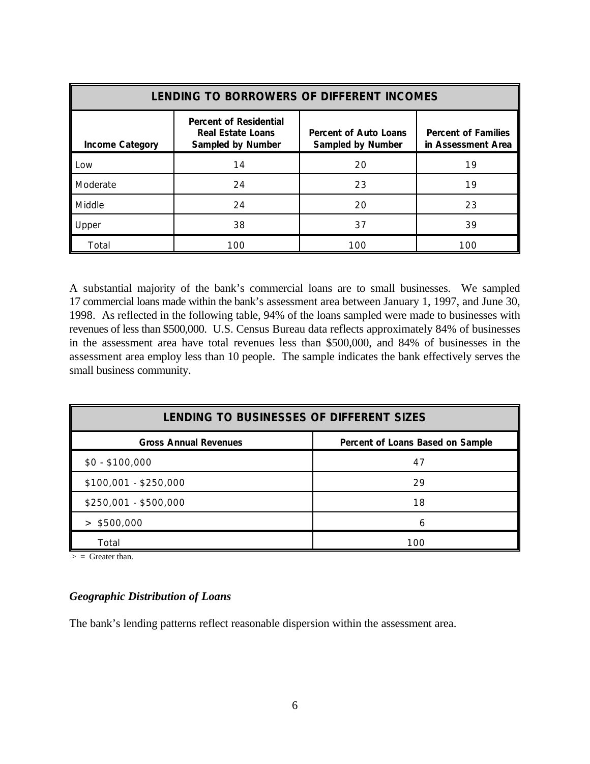| LENDING TO BORROWERS OF DIFFERENT INCOMES | | | |
|---|---|---|---|
| Income Category | Percent of Residential Real Estate Loans Sampled by Number | Percent of Auto Loans Sampled by Number | Percent of Families in Assessment Area |
| Low | 14 | 20 | 19 |
| Moderate | 24 | 23 | 19 |
| Middle | 24 | 20 | 23 |
| Upper | 38 | 37 | 39 |
| Total | 100 | 100 | 100 |

A substantial majority of the bank's commercial loans are to small businesses. We sampled 17 commercial loans made within the bank's assessment area between January 1, 1997, and June 30, 1998. As reflected in the following table, 94% of the loans sampled were made to businesses with revenues of less than $500,000. U.S. Census Bureau data reflects approximately 84% of businesses in the assessment area have total revenues less than $500,000, and 84% of businesses in the assessment area employ less than 10 people. The sample indicates the bank effectively serves the small business community.

| LENDING TO BUSINESSES OF DIFFERENT SIZES | |
|---|---|
| Gross Annual Revenues | Percent of Loans Based on Sample |
| $0 - $100,000 | 47 |
| $100,001 - $250,000 | 29 |
| $250,001 - $500,000 | 18 |
| > $500,000 | 6 |
| Total | 100 |

> = Greater than.

### *Geographic Distribution of Loans*

The bank's lending patterns reflect reasonable dispersion within the assessment area.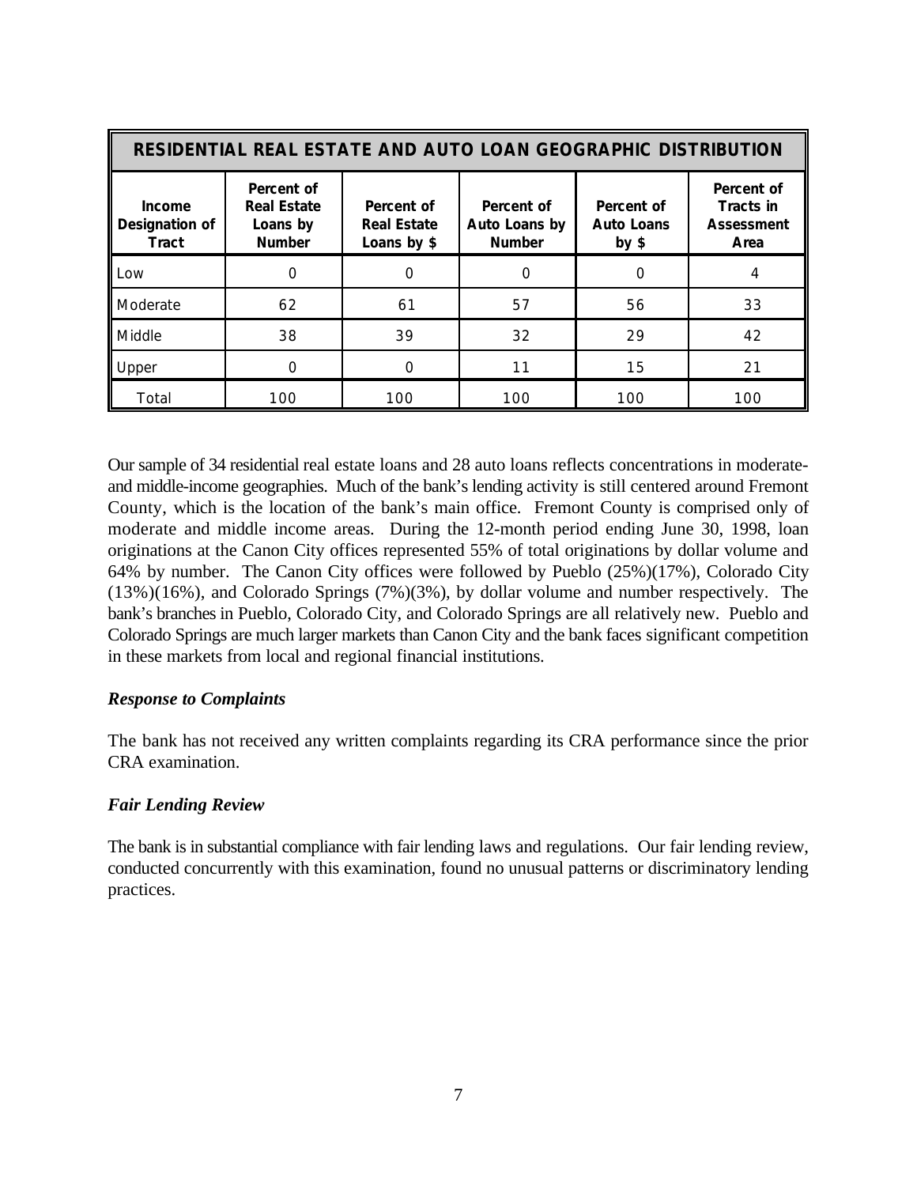| RESIDENTIAL REAL ESTATE AND AUTO LOAN GEOGRAPHIC DISTRIBUTION | | | | | |
|---|---|---|---|---|---|
| **Income Designation of Tract** | **Percent of Real Estate Loans by Number** | **Percent of Real Estate Loans by $** | **Percent of Auto Loans by Number** | **Percent of Auto Loans by $** | **Percent of Tracts in Assessment Area** |
| Low | 0 | 0 | 0 | 0 | 4 |
| Moderate | 62 | 61 | 57 | 56 | 33 |
| Middle | 38 | 39 | 32 | 29 | 42 |
| Upper | 0 | 0 | 11 | 15 | 21 |
| Total | 100 | 100 | 100 | 100 | 100 |

Our sample of 34 residential real estate loans and 28 auto loans reflects concentrations in moderate- and middle-income geographies. Much of the bank's lending activity is still centered around Fremont County, which is the location of the bank's main office. Fremont County is comprised only of moderate and middle income areas. During the 12-month period ending June 30, 1998, loan originations at the Canon City offices represented 55% of total originations by dollar volume and 64% by number. The Canon City offices were followed by Pueblo (25%)(17%), Colorado City (13%)(16%), and Colorado Springs (7%)(3%), by dollar volume and number respectively. The bank's branches in Pueblo, Colorado City, and Colorado Springs are all relatively new. Pueblo and Colorado Springs are much larger markets than Canon City and the bank faces significant competition in these markets from local and regional financial institutions.

### *Response to Complaints*

The bank has not received any written complaints regarding its CRA performance since the prior CRA examination.

### *Fair Lending Review*

The bank is in substantial compliance with fair lending laws and regulations. Our fair lending review, conducted concurrently with this examination, found no unusual patterns or discriminatory lending practices.